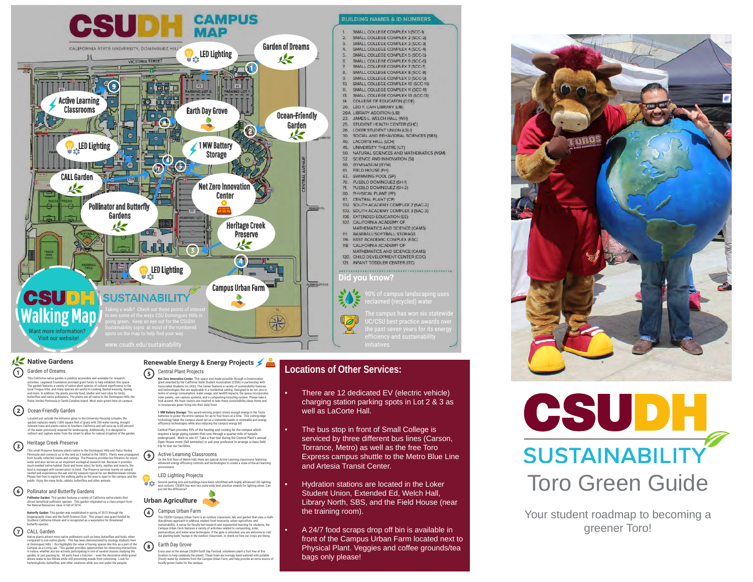# CSUDH CAMPUS MAP

CALIFORNIA STATE UNIVERSITY, DOMINGUEZ HILLS

Garden of Dreams

LED Lighting

Active Learning Classrooms

Earth Day Grove

Ocean-Friendly Garden

LED Lighting

1 MW Battery Storage

CALL Garden

Net Zero Innovation Center

Pollinator and Butterfly Gardens

Heritage Creek Preserve

LED Lighting

Campus Urban Farm

## CSUDH Walking Map

Want more information? Visit our website!

## SUSTAINABILITY

Taking a walk? Check out these points of interest to see some of the ways CSU Dominguez Hills is going green. Keep an eye out for the CSUDH Sustainability signs at most of the numbered spots on the map to help find your way.

www.csudh.edu/sustainability

## BUILDING NAMES & ID NUMBERS

1. SMALL COLLEGE COMPLEX 1 (SCC-1)
2. SMALL COLLEGE COMPLEX 2 (SCC-2)
3. SMALL COLLEGE COMPLEX 3 (SCC-3)
4. SMALL COLLEGE COMPLEX 4 (SCC-4)
5. SMALL COLLEGE COMPLEX 5 (SCC-5)
6. SMALL COLLEGE COMPLEX 6 (SCC-6)
7. SMALL COLLEGE COMPLEX 7 (SCC-7)
8. SMALL COLLEGE COMPLEX 8 (SCC-8)
9. SMALL COLLEGE COMPLEX 9 (SCC-9)
10. SMALL COLLEGE COMPLEX 10 (SCC-10)
11. SMALL COLLEGE COMPLEX 11 (SCC-11)
13. SMALL COLLEGE COMPLEX 13 (SCC-13)
14. COLLEGE OF EDUCATION (COE)
20. LEO F. CAIN LIBRARY (LIB)
20A. LIBRARY ADDITION (LIB)
23. JAMES L. WELCH HALL (WH)
25. STUDENT HEALTH CENTER (SHC)
26. LOKER STUDENT UNION (LSU)
30. SOCIAL AND BEHAVIORAL SCIENCES (SBS)
40. LACORTE HALL (LCH)
45. UNIVERSITY THEATRE (UT)
50. NATURAL SCIENCES AND MATHEMATICS (NSM)
52. SCIENCE AND INNOVATION (SI)
60. GYMNASIUM (GYM)
61. FIELD HOUSE (FH)
63. SWIMMING POOL (SP)
70. PUEBLO DOMINGUEZ (SH-1)
71. PUEBLO DOMINGUEZ (SH-2)
80. PHYSICAL PLANT (PP)
87. CENTRAL PLANT (CP)
102. SOUTH ACADEMY COMPLEX 2 (SAC-2)
103. SOUTH ACADEMY COMPLEX 3 (SAC-3)
106. EXTENDED EDUCATION (EE)
107. CALIFORNIA ACADEMY OF MATHEMATICS AND SCIENCE (CAMS)
111. BASEBALL/SOFTBALL STORAGE
116. EAST ACADEMIC COMPLEX (EAC)
118. CALIFORNIA ACADEMY OF MATHEMATICS AND SCIENCE (CAMS)
120. CHILD DEVELOPMENT CENTER (CDC)
121. INFANT TODDLER CENTER (ITC)

## Did you know?

90% of campus landscaping uses reclaimed (recycled) water

The campus has won six statewide UC/CSU best practice awards over the past seven years for its energy efficiency and sustainability initiatives

## Native Gardens

**1** Garden of Dreams

This California native garden is publicly accessible and available for research activities. Legoland Foundation provided grant funds to help establish this space. The garden features a variety of native plant species of cultural significance to the local Tongva tribe, and many species are useful in cooking, basket weaving, dyeing, and more. In addition, the plants provide food, shelter and nest sites for birds, butterflies and native pollinators. The plants are all native to the Dominguez Hills, the Palos Verdes Peninsula or Santa Catalina Island. Most were grown here on campus.

**2** Ocean-Friendly Garden

Located just outside the entrance gates to the University Housing complex, the garden replaces nearly 7,000 square feet of grass with 250 water-saving, drought-tolerant trees and plants native to Southern California and will save up to 80 percent of the water previously required for landscaping. Additionally, it is designed to redirect and capture water from the street to allow for natural irrigation of the garden.

**3** Heritage Creek Preserve

This small Preserve features plants native to the Dominguez Hills and Palos Verdes Peninsula and connects us to the land as it looked in the 1800's. Plants were propagated from locally collected seeds and cuttings. The Preserve provides bio-filtration for storm water and also serves as an important ecological research lab. Because it provides much-needed native habitat (food and home sites) for birds, reptiles and insects, the land is managed with conservation in mind. The Preserve survives mainly on natural rainfall and experiences the wet and dry seasons typical for our Mediterranean climate. Please feel free to explore the walking paths as the area is open to the campus and the public. Enjoy the many birds, rabbits, butterflies and other animals.

**6** Pollinator and Butterfly Gardens

**Pollinator Garden:** This garden features a variety of California native plants that attract beneficial pollinator species. This garden originated as a class project from the Natural Resources class in fall of 2014.

**Butterfly Garden:** This garden was established in spring of 2012 through the biogeography class and the Earth Science Club. This project was grant-funded by Southern California Edison and is recognized as a waystation for threatened butterfly species.

**7** CALL Garden

Native plants attract more native pollinators such as bees, butterflies and birds, when compared to non-native plants. This has been demonstrated by ecology students here at Dominguez Hills – this highlights the value of having spaces like this as a part of the Campus as a Living Lab. This garden provides opportunities for observing interactions in nature, whether you are actively participating in one of several classes studying the garden, or just passing by. All parts have a function – even the decorative white gravel allows water to bio-filtrate while still preventing weeds from colonizing. Look for hummingbirds, butterflies, and other creatures while you rest under the pergola.

## Renewable Energy & Energy Projects

**5** Central Plant Projects

**Net Zero Innovation Center:** This space was made possible through a Greenovation grant awarded by the California State Student Association (CSSA) in partnership with Associated Students Inc (ASI). The Center features a variety of sustainability features and technologies that are applicable in a residential setting. Designed to be net zero in terms of energy consumption, water usage, and landfill impacts, the space incorporates solar panels, rain capture systems, and a composting/recycling system. Please take a look around. We hope visitors are inspired to take these sustainability ideas home and to incorporate green living into their daily lives!

**1 MW Battery Storage:** This award-winning project stores enough energy in the Tesla batteries to power the entire campus for up to four hours at a time. This cutting-edge technology helps the campus stand out as a statewide leader in renewable energy and energy efficiency technologies while also reducing the campus energy bill.

Central Plant provides 90% of the heating and cooling for the campus which requires a large piping system that runs through a quarter-mile of tunnels underground. Want to see it? Take a free tour during the Central Plant's annual Open House event (fall semester) or ask your professor to arrange a class field trip to tour our facilities.

**9** Active Learning Classrooms

On the first floor of Welch Hall, there are special Active Learning classrooms featuring advanced energy efficiency controls and technologies to create a state-of-the-art learning environment.

LED Lighting Projects

Several parking lots and buildings have been retrofitted with highly advanced LED lighting and controls. CSUDH has won two state-wide best practice awards for lighting alone. Can you tell the difference?

## Urban Agriculture

**4** Campus Urban Farm

The CSUDH Campus Urban Farm is an outdoor classroom, lab, and garden that uses a multi-disciplinary approach to address student food insecurity, urban agriculture, and sustainability. A venue for faculty-led research and experiential learning for students, the Campus Urban Farm features a variety of activities related to composting, solar, permaculture, and water-wise techniques. If the gate is unlocked, you are welcome to visit our planting beds, lounge in the outdoor classroom, or check on how our crops are doing.

**8** Earth Day Grove

Every year at the annual CSUDH Earth Day Festival, volunteers plant a fruit tree at this location to help celebrate the planet. These trees are lovingly hand-watered with potable (fresh) water by students from the Campus Urban Farm, and help provide an extra source of locally-grown foods for the campus.

## Locations of Other Services:

- There are 12 dedicated EV (electric vehicle) charging station parking spots in Lot 2 & 3 as well as LaCorte Hall.
- The bus stop in front of Small College is serviced by three different bus lines (Carson, Torrance, Metro) as well as the free Toro Express campus shuttle to the Metro Blue Line and Artesia Transit Center.
- Hydration stations are located in the Loker Student Union, Extended Ed, Welch Hall, Library North, SBS, and the Field House (near the training room).
- A 24/7 food scraps drop off bin is available in front of the Campus Urban Farm located next to Physical Plant. Veggies and coffee grounds/tea bags only please!

# CSUDH SUSTAINABILITY

## Toro Green Guide

Your student roadmap to becoming a greener Toro!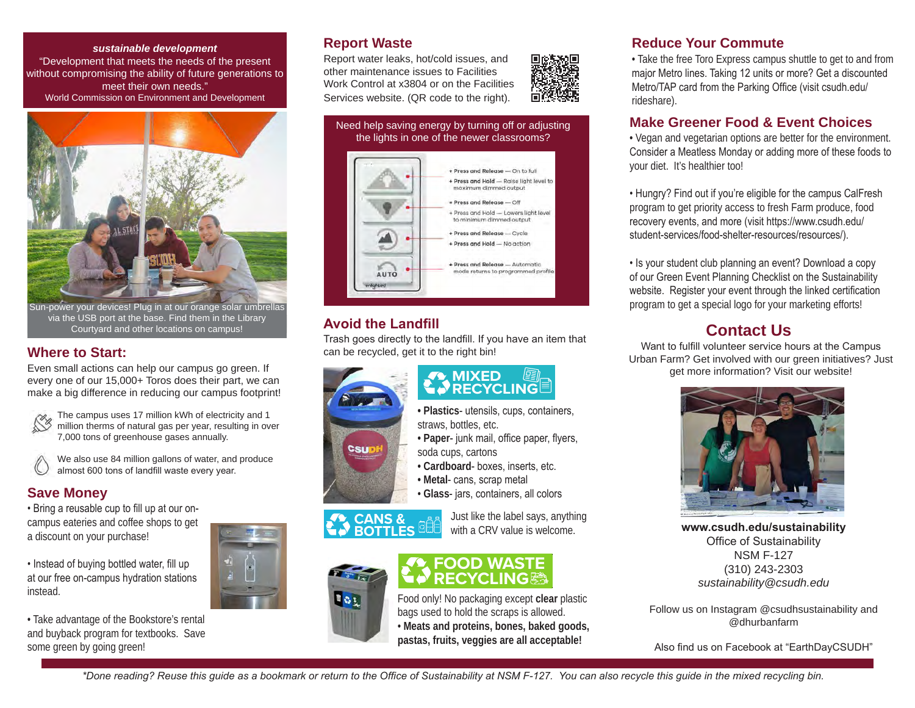***sustainable development***

"Development that meets the needs of the present without compromising the ability of future generations to meet their own needs."

World Commission on Environment and Development

Sun-power your devices! Plug in at our orange solar umbrellas via the USB port at the base. Find them in the Library Courtyard and other locations on campus!

## Where to Start:

Even small actions can help our campus go green. If every one of our 15,000+ Toros does their part, we can make a big difference in reducing our campus footprint!

The campus uses 17 million kWh of electricity and 1 million therms of natural gas per year, resulting in over 7,000 tons of greenhouse gases annually.

We also use 84 million gallons of water, and produce almost 600 tons of landfill waste every year.

## Save Money

- Bring a reusable cup to fill up at our on-campus eateries and coffee shops to get a discount on your purchase!
- Instead of buying bottled water, fill up at our free on-campus hydration stations instead.
- Take advantage of the Bookstore's rental and buyback program for textbooks. Save some green by going green!

## Report Waste

Report water leaks, hot/cold issues, and other maintenance issues to Facilities Work Control at x3804 or on the Facilities Services website. (QR code to the right).

Need help saving energy by turning off or adjusting the lights in one of the newer classrooms?

- Press and Release — On to full
- Press and Hold — Raise light level to maximum dimmed output
- Press and Release — Off
- Press and Hold — Lowers light level to minimum dimmed output
- Press and Release — Cycle
- Press and Hold — No action
- Press and Release — Automatic mode returns to programmed profile

AUTO

## Avoid the Landfill

Trash goes directly to the landfill. If you have an item that can be recycled, get it to the right bin!

**MIXED RECYCLING**

- **Plastics**- utensils, cups, containers, straws, bottles, etc.
- **Paper**- junk mail, office paper, flyers, soda cups, cartons
- **Cardboard**- boxes, inserts, etc.
- **Metal**- cans, scrap metal
- **Glass**- jars, containers, all colors

**CANS & BOTTLES**

Just like the label says, anything with a CRV value is welcome.

**FOOD WASTE RECYCLING**

Food only! No packaging except **clear** plastic bags used to hold the scraps is allowed.

- **Meats and proteins, bones, baked goods, pastas, fruits, veggies are all acceptable!**

## Reduce Your Commute

- Take the free Toro Express campus shuttle to get to and from major Metro lines. Taking 12 units or more? Get a discounted Metro/TAP card from the Parking Office (visit csudh.edu/rideshare).

## Make Greener Food & Event Choices

- Vegan and vegetarian options are better for the environment. Consider a Meatless Monday or adding more of these foods to your diet. It's healthier too!
- Hungry? Find out if you're eligible for the campus CalFresh program to get priority access to fresh Farm produce, food recovery events, and more (visit https://www.csudh.edu/student-services/food-shelter-resources/resources/).
- Is your student club planning an event? Download a copy of our Green Event Planning Checklist on the Sustainability website. Register your event through the linked certification program to get a special logo for your marketing efforts!

## Contact Us

Want to fulfill volunteer service hours at the Campus Urban Farm? Get involved with our green initiatives? Just get more information? Visit our website!

**www.csudh.edu/sustainability**
Office of Sustainability
NSM F-127
(310) 243-2303
*sustainability@csudh.edu*

Follow us on Instagram @csudhsustainability and @dhurbanfarm

Also find us on Facebook at "EarthDayCSUDH"

*\*Done reading? Reuse this guide as a bookmark or return to the Office of Sustainability at NSM F-127. You can also recycle this guide in the mixed recycling bin.*